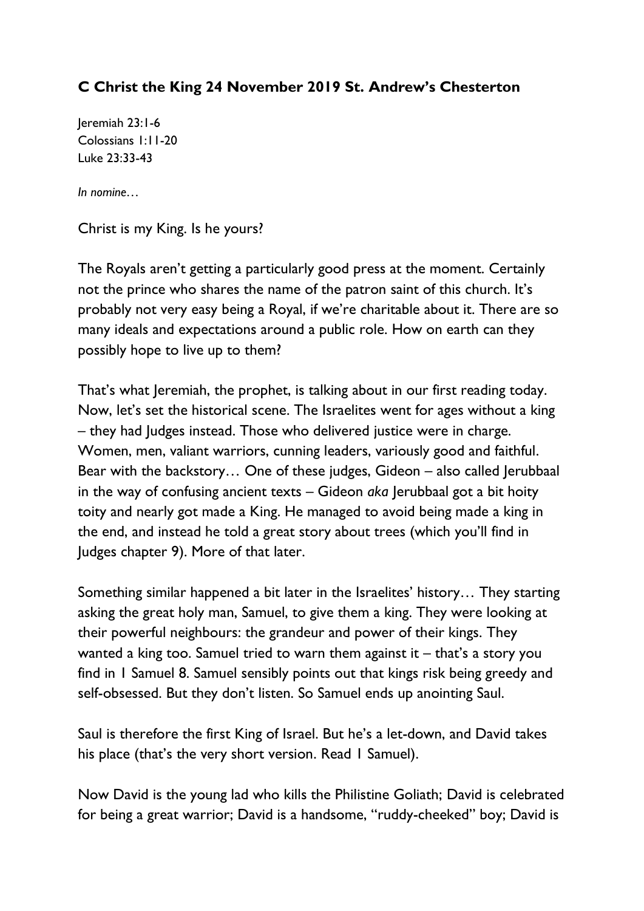**C Christ the King 24 November 2019 St. Andrew's Chesterton**

Jeremiah 23:1-6
Colossians 1:11-20
Luke 23:33-43

*In nomine…*

Christ is my King. Is he yours?

The Royals aren't getting a particularly good press at the moment. Certainly not the prince who shares the name of the patron saint of this church. It's probably not very easy being a Royal, if we're charitable about it. There are so many ideals and expectations around a public role. How on earth can they possibly hope to live up to them?

That's what Jeremiah, the prophet, is talking about in our first reading today. Now, let's set the historical scene. The Israelites went for ages without a king – they had Judges instead. Those who delivered justice were in charge. Women, men, valiant warriors, cunning leaders, variously good and faithful. Bear with the backstory… One of these judges, Gideon – also called Jerubbaal in the way of confusing ancient texts – Gideon *aka* Jerubbaal got a bit hoity toity and nearly got made a King. He managed to avoid being made a king in the end, and instead he told a great story about trees (which you'll find in Judges chapter 9). More of that later.

Something similar happened a bit later in the Israelites' history… They starting asking the great holy man, Samuel, to give them a king. They were looking at their powerful neighbours: the grandeur and power of their kings. They wanted a king too. Samuel tried to warn them against it – that's a story you find in 1 Samuel 8. Samuel sensibly points out that kings risk being greedy and self-obsessed. But they don't listen. So Samuel ends up anointing Saul.

Saul is therefore the first King of Israel. But he's a let-down, and David takes his place (that's the very short version. Read 1 Samuel).

Now David is the young lad who kills the Philistine Goliath; David is celebrated for being a great warrior; David is a handsome, "ruddy-cheeked" boy; David is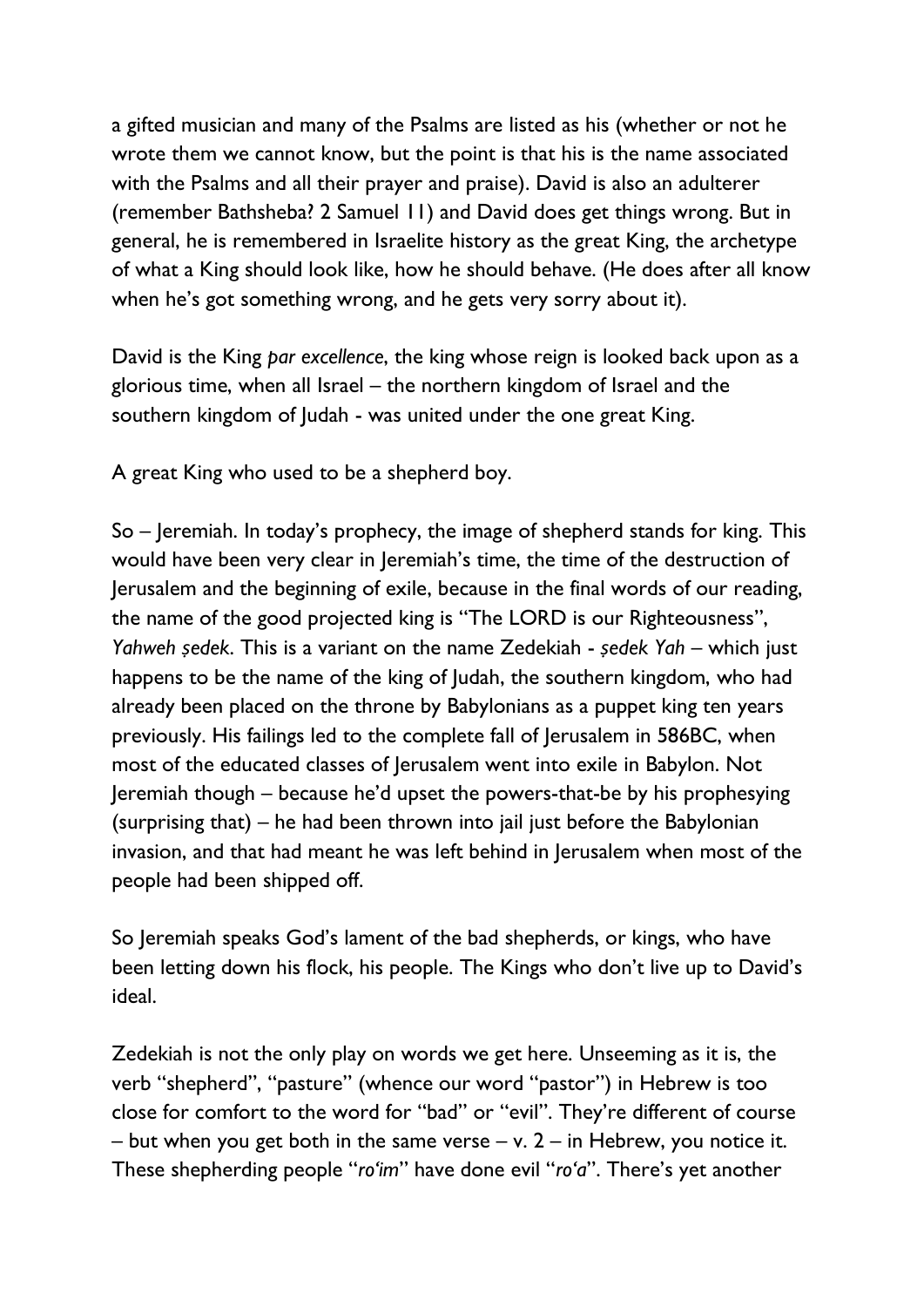a gifted musician and many of the Psalms are listed as his (whether or not he wrote them we cannot know, but the point is that his is the name associated with the Psalms and all their prayer and praise). David is also an adulterer (remember Bathsheba? 2 Samuel 11) and David does get things wrong. But in general, he is remembered in Israelite history as the great King, the archetype of what a King should look like, how he should behave. (He does after all know when he's got something wrong, and he gets very sorry about it).

David is the King *par excellence*, the king whose reign is looked back upon as a glorious time, when all Israel – the northern kingdom of Israel and the southern kingdom of Judah - was united under the one great King.

A great King who used to be a shepherd boy.

So – Jeremiah. In today's prophecy, the image of shepherd stands for king. This would have been very clear in Jeremiah's time, the time of the destruction of Jerusalem and the beginning of exile, because in the final words of our reading, the name of the good projected king is "The LORD is our Righteousness", *Yahweh ṣedek*. This is a variant on the name Zedekiah - *ṣedek Yah* – which just happens to be the name of the king of Judah, the southern kingdom, who had already been placed on the throne by Babylonians as a puppet king ten years previously. His failings led to the complete fall of Jerusalem in 586BC, when most of the educated classes of Jerusalem went into exile in Babylon. Not Jeremiah though – because he'd upset the powers-that-be by his prophesying (surprising that) – he had been thrown into jail just before the Babylonian invasion, and that had meant he was left behind in Jerusalem when most of the people had been shipped off.

So Jeremiah speaks God's lament of the bad shepherds, or kings, who have been letting down his flock, his people. The Kings who don't live up to David's ideal.

Zedekiah is not the only play on words we get here. Unseeming as it is, the verb "shepherd", "pasture" (whence our word "pastor") in Hebrew is too close for comfort to the word for "bad" or "evil". They're different of course – but when you get both in the same verse – v. 2 – in Hebrew, you notice it. These shepherding people "*ro'im*" have done evil "*ro'a*". There's yet another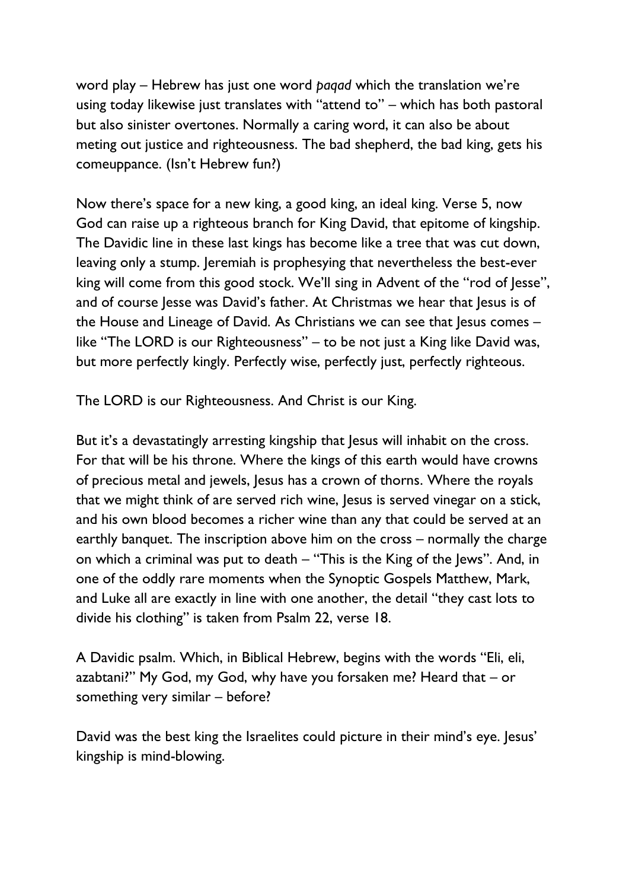word play – Hebrew has just one word *paqad* which the translation we're using today likewise just translates with "attend to" – which has both pastoral but also sinister overtones. Normally a caring word, it can also be about meting out justice and righteousness. The bad shepherd, the bad king, gets his comeuppance. (Isn't Hebrew fun?)

Now there's space for a new king, a good king, an ideal king. Verse 5, now God can raise up a righteous branch for King David, that epitome of kingship. The Davidic line in these last kings has become like a tree that was cut down, leaving only a stump. Jeremiah is prophesying that nevertheless the best-ever king will come from this good stock. We'll sing in Advent of the "rod of Jesse", and of course Jesse was David's father. At Christmas we hear that Jesus is of the House and Lineage of David. As Christians we can see that Jesus comes – like "The LORD is our Righteousness" – to be not just a King like David was, but more perfectly kingly. Perfectly wise, perfectly just, perfectly righteous.

The LORD is our Righteousness. And Christ is our King.

But it's a devastatingly arresting kingship that Jesus will inhabit on the cross. For that will be his throne. Where the kings of this earth would have crowns of precious metal and jewels, Jesus has a crown of thorns. Where the royals that we might think of are served rich wine, Jesus is served vinegar on a stick, and his own blood becomes a richer wine than any that could be served at an earthly banquet. The inscription above him on the cross – normally the charge on which a criminal was put to death – "This is the King of the Jews". And, in one of the oddly rare moments when the Synoptic Gospels Matthew, Mark, and Luke all are exactly in line with one another, the detail "they cast lots to divide his clothing" is taken from Psalm 22, verse 18.

A Davidic psalm. Which, in Biblical Hebrew, begins with the words "Eli, eli, azabtani?" My God, my God, why have you forsaken me? Heard that – or something very similar – before?

David was the best king the Israelites could picture in their mind's eye. Jesus' kingship is mind-blowing.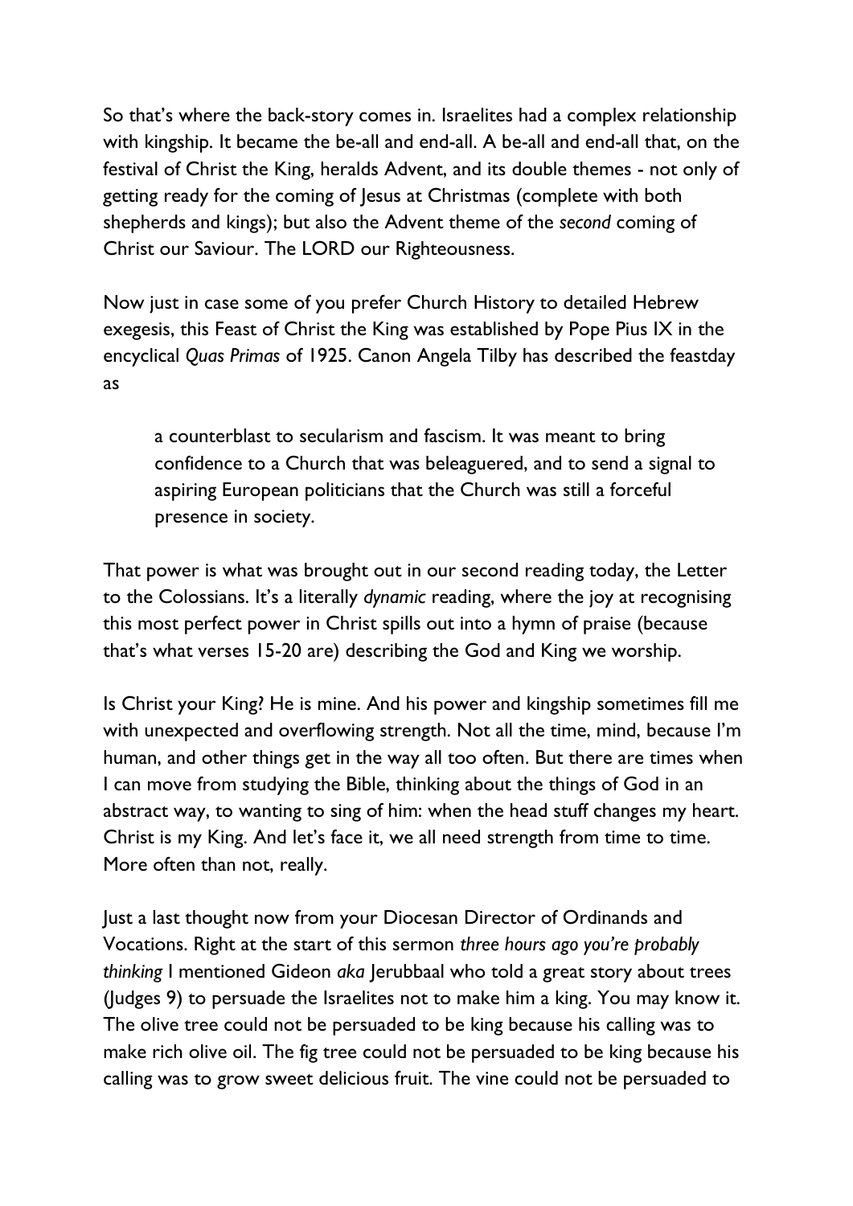So that's where the back-story comes in. Israelites had a complex relationship with kingship. It became the be-all and end-all. A be-all and end-all that, on the festival of Christ the King, heralds Advent, and its double themes - not only of getting ready for the coming of Jesus at Christmas (complete with both shepherds and kings); but also the Advent theme of the *second* coming of Christ our Saviour. The LORD our Righteousness.

Now just in case some of you prefer Church History to detailed Hebrew exegesis, this Feast of Christ the King was established by Pope Pius IX in the encyclical *Quas Primas* of 1925. Canon Angela Tilby has described the feastday as

> a counterblast to secularism and fascism. It was meant to bring confidence to a Church that was beleaguered, and to send a signal to aspiring European politicians that the Church was still a forceful presence in society.

That power is what was brought out in our second reading today, the Letter to the Colossians. It's a literally *dynamic* reading, where the joy at recognising this most perfect power in Christ spills out into a hymn of praise (because that's what verses 15-20 are) describing the God and King we worship.

Is Christ your King? He is mine. And his power and kingship sometimes fill me with unexpected and overflowing strength. Not all the time, mind, because I'm human, and other things get in the way all too often. But there are times when I can move from studying the Bible, thinking about the things of God in an abstract way, to wanting to sing of him: when the head stuff changes my heart. Christ is my King. And let's face it, we all need strength from time to time. More often than not, really.

Just a last thought now from your Diocesan Director of Ordinands and Vocations. Right at the start of this sermon *three hours ago you're probably thinking* I mentioned Gideon *aka* Jerubbaal who told a great story about trees (Judges 9) to persuade the Israelites not to make him a king. You may know it. The olive tree could not be persuaded to be king because his calling was to make rich olive oil. The fig tree could not be persuaded to be king because his calling was to grow sweet delicious fruit. The vine could not be persuaded to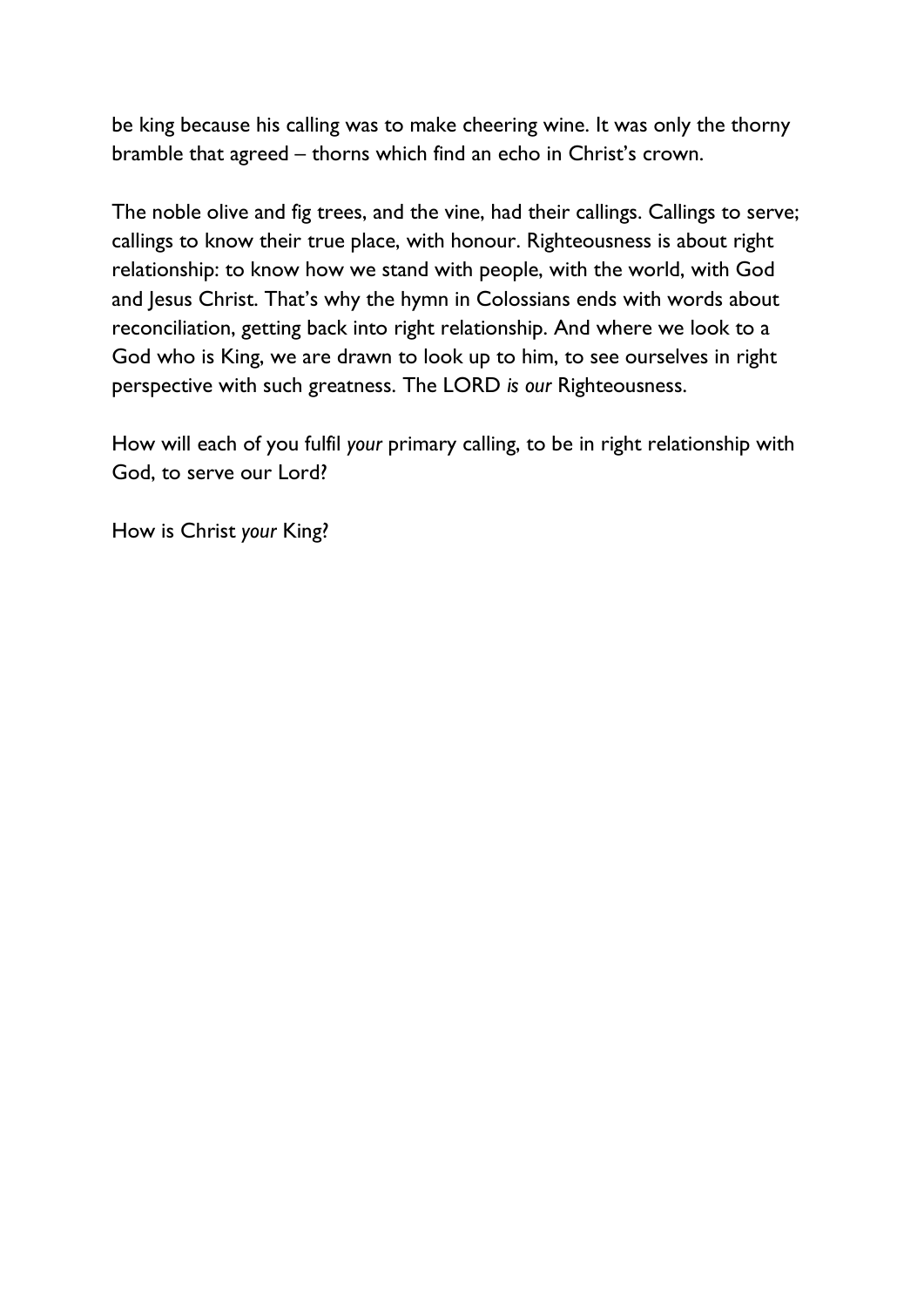be king because his calling was to make cheering wine. It was only the thorny bramble that agreed – thorns which find an echo in Christ's crown.

The noble olive and fig trees, and the vine, had their callings. Callings to serve; callings to know their true place, with honour. Righteousness is about right relationship: to know how we stand with people, with the world, with God and Jesus Christ. That's why the hymn in Colossians ends with words about reconciliation, getting back into right relationship. And where we look to a God who is King, we are drawn to look up to him, to see ourselves in right perspective with such greatness. The LORD *is our* Righteousness.

How will each of you fulfil *your* primary calling, to be in right relationship with God, to serve our Lord?

How is Christ *your* King?